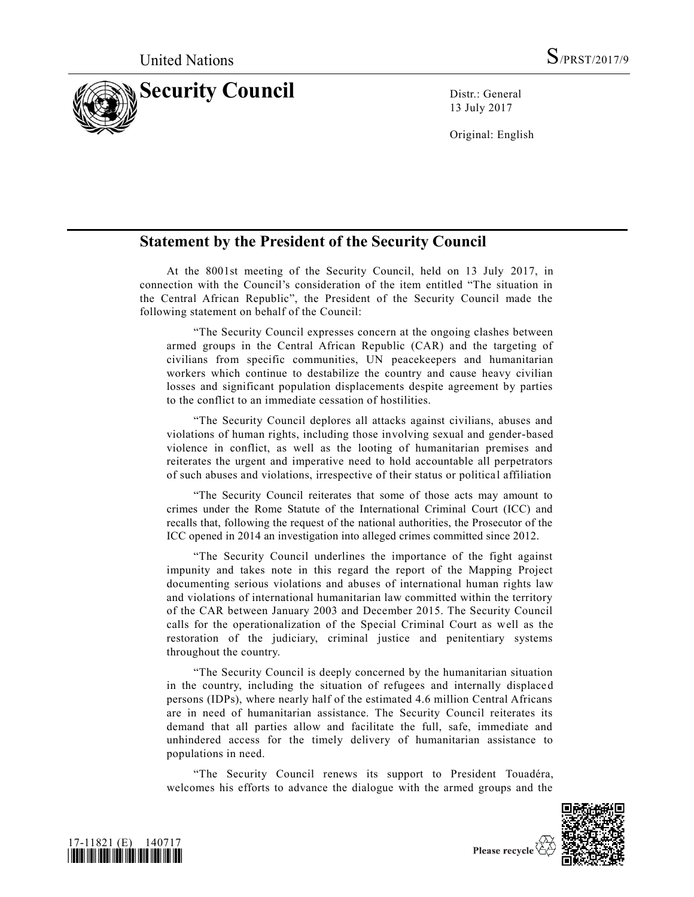United Nations S/PRST/2017/9

# Security Council

Distr.: General
13 July 2017

Original: English

## Statement by the President of the Security Council

At the 8001st meeting of the Security Council, held on 13 July 2017, in connection with the Council's consideration of the item entitled "The situation in the Central African Republic", the President of the Security Council made the following statement on behalf of the Council:

"The Security Council expresses concern at the ongoing clashes between armed groups in the Central African Republic (CAR) and the targeting of civilians from specific communities, UN peacekeepers and humanitarian workers which continue to destabilize the country and cause heavy civilian losses and significant population displacements despite agreement by parties to the conflict to an immediate cessation of hostilities.

"The Security Council deplores all attacks against civilians, abuses and violations of human rights, including those involving sexual and gender-based violence in conflict, as well as the looting of humanitarian premises and reiterates the urgent and imperative need to hold accountable all perpetrators of such abuses and violations, irrespective of their status or political affiliation

"The Security Council reiterates that some of those acts may amount to crimes under the Rome Statute of the International Criminal Court (ICC) and recalls that, following the request of the national authorities, the Prosecutor of the ICC opened in 2014 an investigation into alleged crimes committed since 2012.

"The Security Council underlines the importance of the fight against impunity and takes note in this regard the report of the Mapping Project documenting serious violations and abuses of international human rights law and violations of international humanitarian law committed within the territory of the CAR between January 2003 and December 2015. The Security Council calls for the operationalization of the Special Criminal Court as well as the restoration of the judiciary, criminal justice and penitentiary systems throughout the country.

"The Security Council is deeply concerned by the humanitarian situation in the country, including the situation of refugees and internally displaced persons (IDPs), where nearly half of the estimated 4.6 million Central Africans are in need of humanitarian assistance. The Security Council reiterates its demand that all parties allow and facilitate the full, safe, immediate and unhindered access for the timely delivery of humanitarian assistance to populations in need.

"The Security Council renews its support to President Touadéra, welcomes his efforts to advance the dialogue with the armed groups and the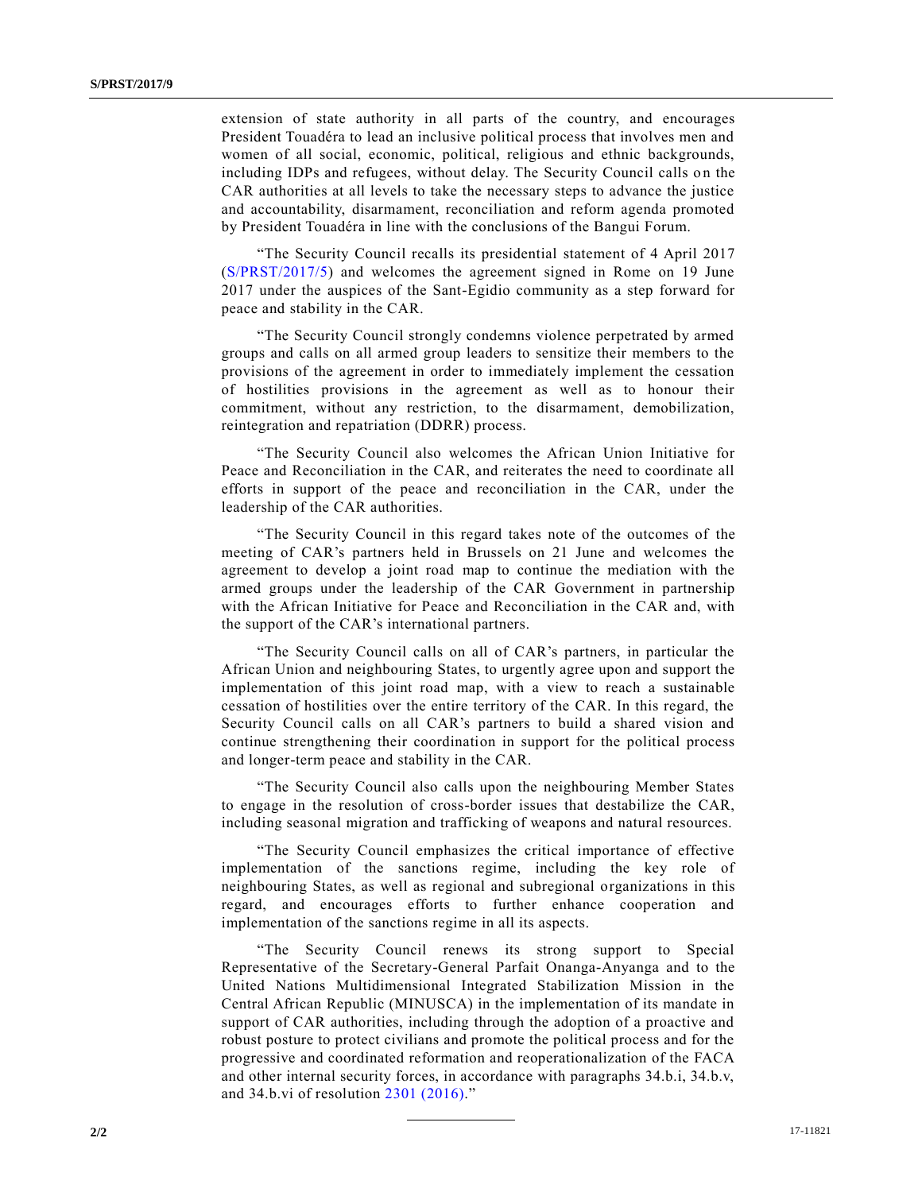extension of state authority in all parts of the country, and encourages President Touadéra to lead an inclusive political process that involves men and women of all social, economic, political, religious and ethnic backgrounds, including IDPs and refugees, without delay. The Security Council calls on the CAR authorities at all levels to take the necessary steps to advance the justice and accountability, disarmament, reconciliation and reform agenda promoted by President Touadéra in line with the conclusions of the Bangui Forum.

"The Security Council recalls its presidential statement of 4 April 2017 (S/PRST/2017/5) and welcomes the agreement signed in Rome on 19 June 2017 under the auspices of the Sant-Egidio community as a step forward for peace and stability in the CAR.

"The Security Council strongly condemns violence perpetrated by armed groups and calls on all armed group leaders to sensitize their members to the provisions of the agreement in order to immediately implement the cessation of hostilities provisions in the agreement as well as to honour their commitment, without any restriction, to the disarmament, demobilization, reintegration and repatriation (DDRR) process.

"The Security Council also welcomes the African Union Initiative for Peace and Reconciliation in the CAR, and reiterates the need to coordinate all efforts in support of the peace and reconciliation in the CAR, under the leadership of the CAR authorities.

"The Security Council in this regard takes note of the outcomes of the meeting of CAR's partners held in Brussels on 21 June and welcomes the agreement to develop a joint road map to continue the mediation with the armed groups under the leadership of the CAR Government in partnership with the African Initiative for Peace and Reconciliation in the CAR and, with the support of the CAR's international partners.

"The Security Council calls on all of CAR's partners, in particular the African Union and neighbouring States, to urgently agree upon and support the implementation of this joint road map, with a view to reach a sustainable cessation of hostilities over the entire territory of the CAR. In this regard, the Security Council calls on all CAR's partners to build a shared vision and continue strengthening their coordination in support for the political process and longer-term peace and stability in the CAR.

"The Security Council also calls upon the neighbouring Member States to engage in the resolution of cross-border issues that destabilize the CAR, including seasonal migration and trafficking of weapons and natural resources.

"The Security Council emphasizes the critical importance of effective implementation of the sanctions regime, including the key role of neighbouring States, as well as regional and subregional organizations in this regard, and encourages efforts to further enhance cooperation and implementation of the sanctions regime in all its aspects.

"The Security Council renews its strong support to Special Representative of the Secretary-General Parfait Onanga-Anyanga and to the United Nations Multidimensional Integrated Stabilization Mission in the Central African Republic (MINUSCA) in the implementation of its mandate in support of CAR authorities, including through the adoption of a proactive and robust posture to protect civilians and promote the political process and for the progressive and coordinated reformation and reoperationalization of the FACA and other internal security forces, in accordance with paragraphs 34.b.i, 34.b.v, and 34.b.vi of resolution 2301 (2016)."